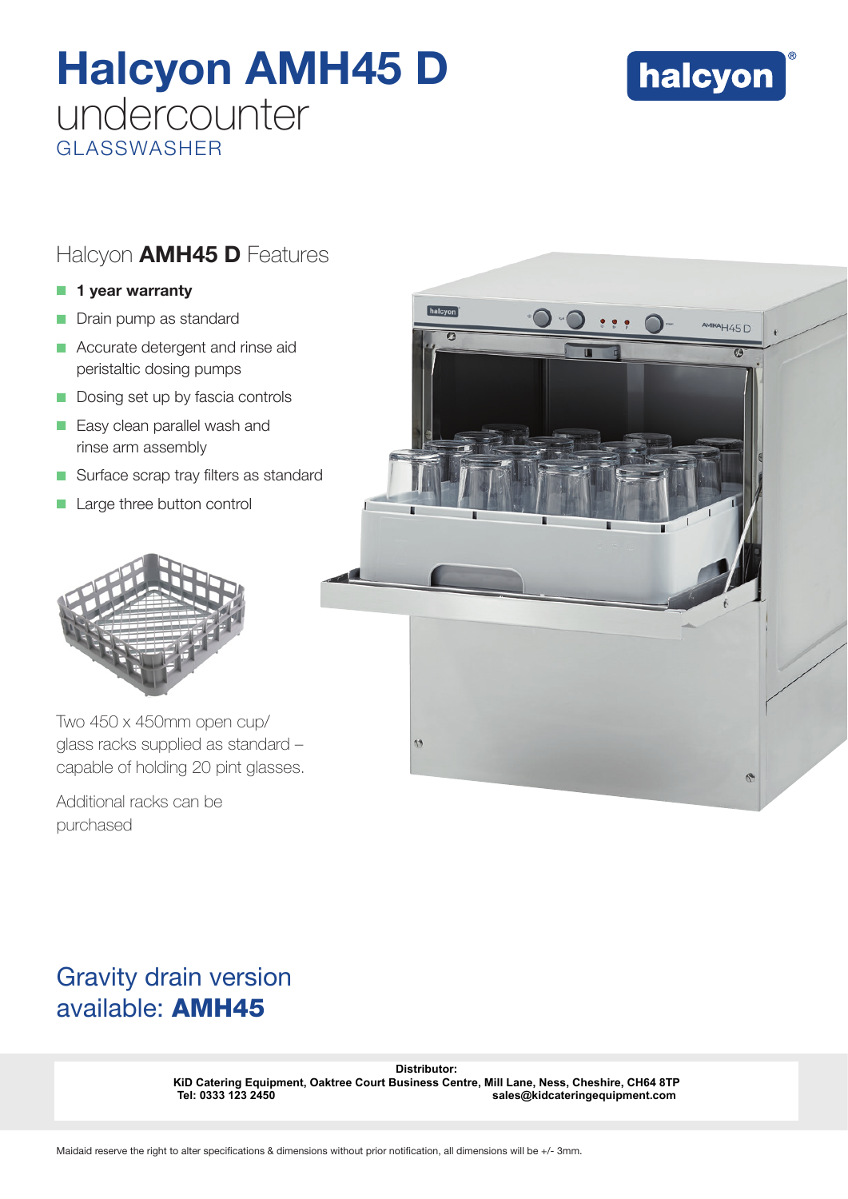# Halcyon AMH45 D

undercounter

GLASSWASHER

halcyon®

## Halcyon **AMH45 D** Features

- **1 year warranty**
- Drain pump as standard
- Accurate detergent and rinse aid peristaltic dosing pumps
- Dosing set up by fascia controls
- Easy clean parallel wash and rinse arm assembly
- Surface scrap tray filters as standard
- Large three button control

Two 450 x 450mm open cup/glass racks supplied as standard – capable of holding 20 pint glasses.

Additional racks can be purchased

## Gravity drain version available: **AMH45**

**Distributor:**
**KiD Catering Equipment, Oaktree Court Business Centre, Mill Lane, Ness, Cheshire, CH64 8TP**
**Tel: 0333 123 2450** **sales@kidcateringequipment.com**

Maidaid reserve the right to alter specifications & dimensions without prior notification, all dimensions will be +/- 3mm.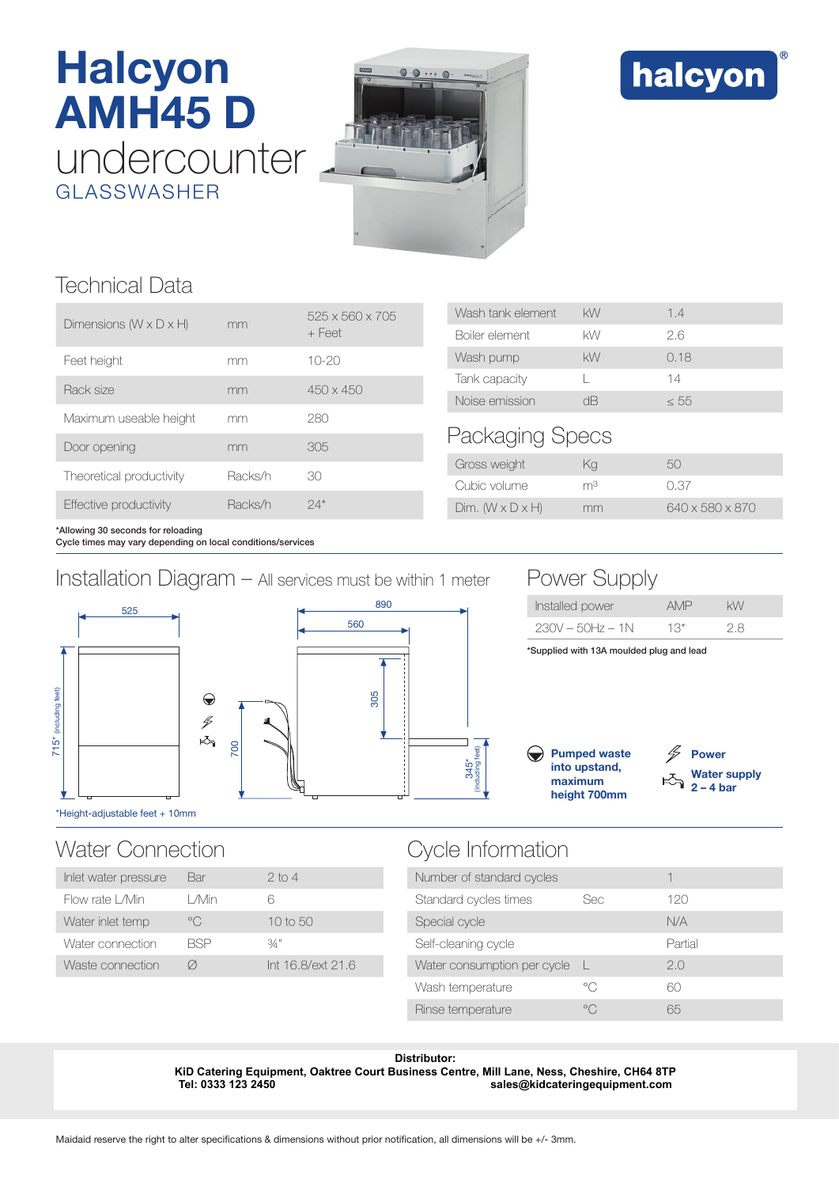# Halcyon AMH45 D undercounter GLASSWASHER

halcyon®

## Technical Data

| | | |
|---|---|---|
| Dimensions (W x D x H) | mm | 525 x 560 x 705 + Feet |
| Feet height | mm | 10-20 |
| Rack size | mm | 450 x 450 |
| Maximum useable height | mm | 280 |
| Door opening | mm | 305 |
| Theoretical productivity | Racks/h | 30 |
| Effective productivity | Racks/h | 24* |

*Allowing 30 seconds for reloading
Cycle times may vary depending on local conditions/services

| | | |
|---|---|---|
| Wash tank element | kW | 1.4 |
| Boiler element | kW | 2.6 |
| Wash pump | kW | 0.18 |
| Tank capacity | L | 14 |
| Noise emission | dB | ≤ 55 |

## Packaging Specs

| | | |
|---|---|---|
| Gross weight | Kg | 50 |
| Cubic volume | $m^3$ | 0.37 |
| Dim. (W x D x H) | mm | 640 x 580 x 870 |

## Installation Diagram – All services must be within 1 meter

525

715* (including feet)

890

560

305

700

345* (including feet)

*Height-adjustable feet + 10mm

## Power Supply

| Installed power | AMP | kW |
|---|---|---|
| 230V – 50Hz – 1N | 13* | 2.8 |

*Supplied with 13A moulded plug and lead

**Pumped waste into upstand, maximum height 700mm**

**Power**

**Water supply 2 – 4 bar**

## Water Connection

| | | |
|---|---|---|
| Inlet water pressure | Bar | 2 to 4 |
| Flow rate L/Min | L/Min | 6 |
| Water inlet temp | °C | 10 to 50 |
| Water connection | BSP | ¾" |
| Waste connection | Ø | Int 16.8/ext 21.6 |

## Cycle Information

| | | |
|---|---|---|
| Number of standard cycles | | 1 |
| Standard cycles times | Sec | 120 |
| Special cycle | | N/A |
| Self-cleaning cycle | | Partial |
| Water consumption per cycle | L | 2.0 |
| Wash temperature | °C | 60 |
| Rinse temperature | °C | 65 |

**Distributor:**
**KiD Catering Equipment, Oaktree Court Business Centre, Mill Lane, Ness, Cheshire, CH64 8TP**
**Tel: 0333 123 2450** **sales@kidcateringequipment.com**

Maidaid reserve the right to alter specifications & dimensions without prior notification, all dimensions will be +/- 3mm.